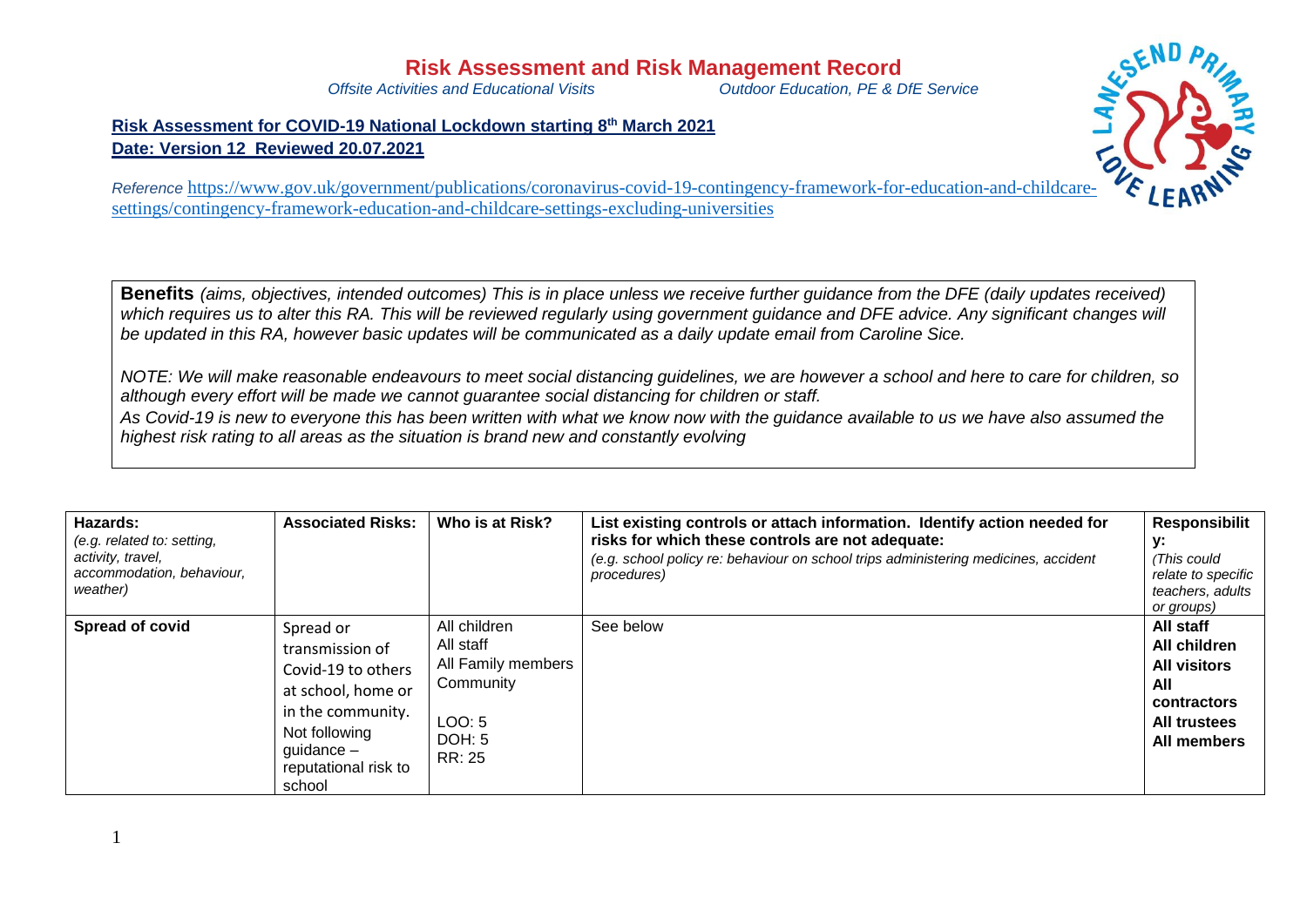# Risk Assessment and Risk Management Record

*Offsite Activities and Educational Visits* *Outdoor Education, PE & DfE Service*

**Risk Assessment for COVID-19 National Lockdown starting 8th March 2021**
**Date: Version 12 Reviewed 20.07.2021**

*Reference* https://www.gov.uk/government/publications/coronavirus-covid-19-contingency-framework-for-education-and-childcare-settings/contingency-framework-education-and-childcare-settings-excluding-universities

**Benefits** *(aims, objectives, intended outcomes) This is in place unless we receive further guidance from the DFE (daily updates received) which requires us to alter this RA. This will be reviewed regularly using government guidance and DFE advice. Any significant changes will be updated in this RA, however basic updates will be communicated as a daily update email from Caroline Sice.*

*NOTE: We will make reasonable endeavours to meet social distancing guidelines, we are however a school and here to care for children, so although every effort will be made we cannot guarantee social distancing for children or staff.*
*As Covid-19 is new to everyone this has been written with what we know now with the guidance available to us we have also assumed the highest risk rating to all areas as the situation is brand new and constantly evolving*

| **Hazards:** *(e.g. related to: setting, activity, travel, accommodation, behaviour, weather)* | **Associated Risks:** | **Who is at Risk?** | **List existing controls or attach information. Identify action needed for risks for which these controls are not adequate:** *(e.g. school policy re: behaviour on school trips administering medicines, accident procedures)* | **Responsibility:** *(This could relate to specific teachers, adults or groups)* |
|---|---|---|---|---|
| **Spread of covid** | Spread or transmission of Covid-19 to others at school, home or in the community. Not following guidance – reputational risk to school | All children<br>All staff<br>All Family members<br>Community<br><br>LOO: 5<br>DOH: 5<br>RR: 25 | See below | **All staff**<br>**All children**<br>**All visitors**<br>**All contractors**<br>**All trustees**<br>**All members** |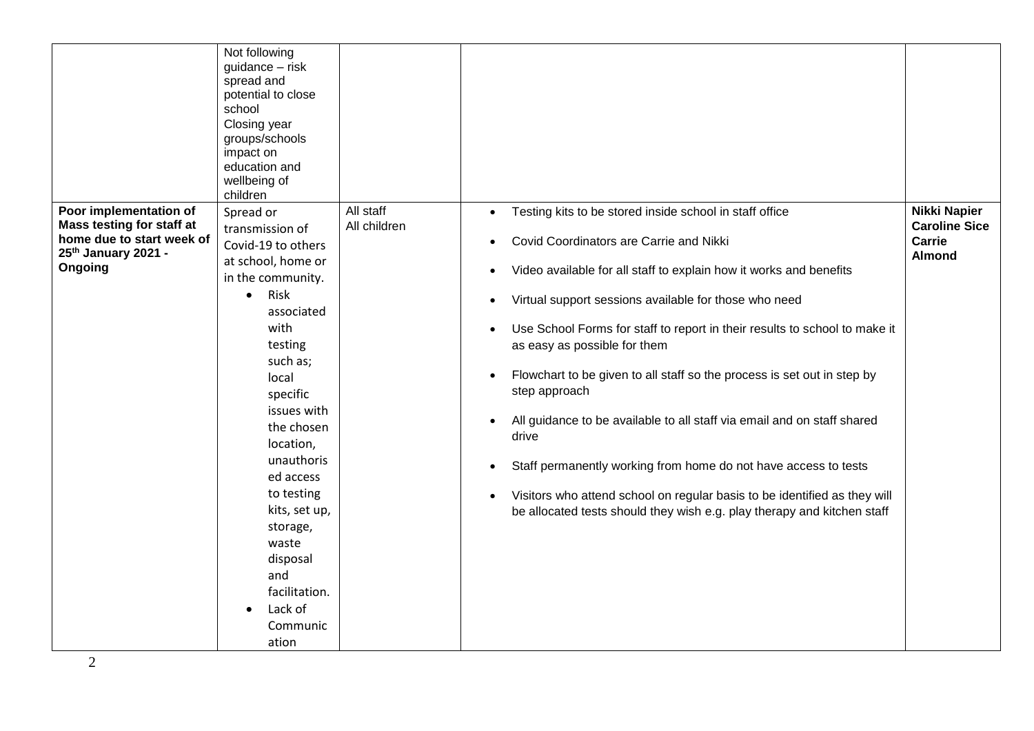| | | | | |
|---|---|---|---|---|
| | Not following guidance – risk spread and potential to close school<br>Closing year groups/schools impact on education and wellbeing of children | | | |
| **Poor implementation of Mass testing for staff at home due to start week of 25th January 2021 - Ongoing** | Spread or transmission of Covid-19 to others at school, home or in the community.<br>• Risk associated with testing such as; local specific issues with the chosen location, unauthorised access to testing kits, set up, storage, waste disposal and facilitation.<br>• Lack of Communication | All staff<br>All children | • Testing kits to be stored inside school in staff office<br>• Covid Coordinators are Carrie and Nikki<br>• Video available for all staff to explain how it works and benefits<br>• Virtual support sessions available for those who need<br>• Use School Forms for staff to report in their results to school to make it as easy as possible for them<br>• Flowchart to be given to all staff so the process is set out in step by step approach<br>• All guidance to be available to all staff via email and on staff shared drive<br>• Staff permanently working from home do not have access to tests<br>• Visitors who attend school on regular basis to be identified as they will be allocated tests should they wish e.g. play therapy and kitchen staff | **Nikki Napier**<br>**Caroline Sice**<br>**Carrie Almond** |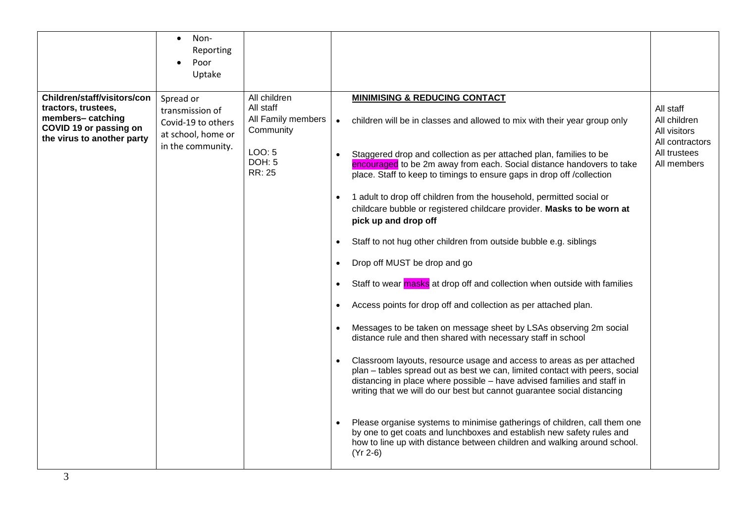| | Non-Reporting<br>Poor Uptake | | | |
|---|---|---|---|---|
| **Children/staff/visitors/contractors, trustees, members– catching COVID 19 or passing on the virus to another party** | Spread or transmission of Covid-19 to others at school, home or in the community. | All children<br>All staff<br>All Family members<br>Community<br><br>LOO: 5<br>DOH: 5<br>RR: 25 | **MINIMISING & REDUCING CONTACT**<br><br>• children will be in classes and allowed to mix with their year group only<br><br>• Staggered drop and collection as per attached plan, families to be encouraged to be 2m away from each. Social distance handovers to take place. Staff to keep to timings to ensure gaps in drop off /collection<br><br>• 1 adult to drop off children from the household, permitted social or childcare bubble or registered childcare provider. **Masks to be worn at pick up and drop off**<br><br>• Staff to not hug other children from outside bubble e.g. siblings<br><br>• Drop off MUST be drop and go<br><br>• Staff to wear masks at drop off and collection when outside with families<br><br>• Access points for drop off and collection as per attached plan.<br><br>• Messages to be taken on message sheet by LSAs observing 2m social distance rule and then shared with necessary staff in school<br><br>• Classroom layouts, resource usage and access to areas as per attached plan – tables spread out as best we can, limited contact with peers, social distancing in place where possible – have advised families and staff in writing that we will do our best but cannot guarantee social distancing<br><br>• Please organise systems to minimise gatherings of children, call them one by one to get coats and lunchboxes and establish new safety rules and how to line up with distance between children and walking around school. (Yr 2-6) | All staff<br>All children<br>All visitors<br>All contractors<br>All trustees<br>All members |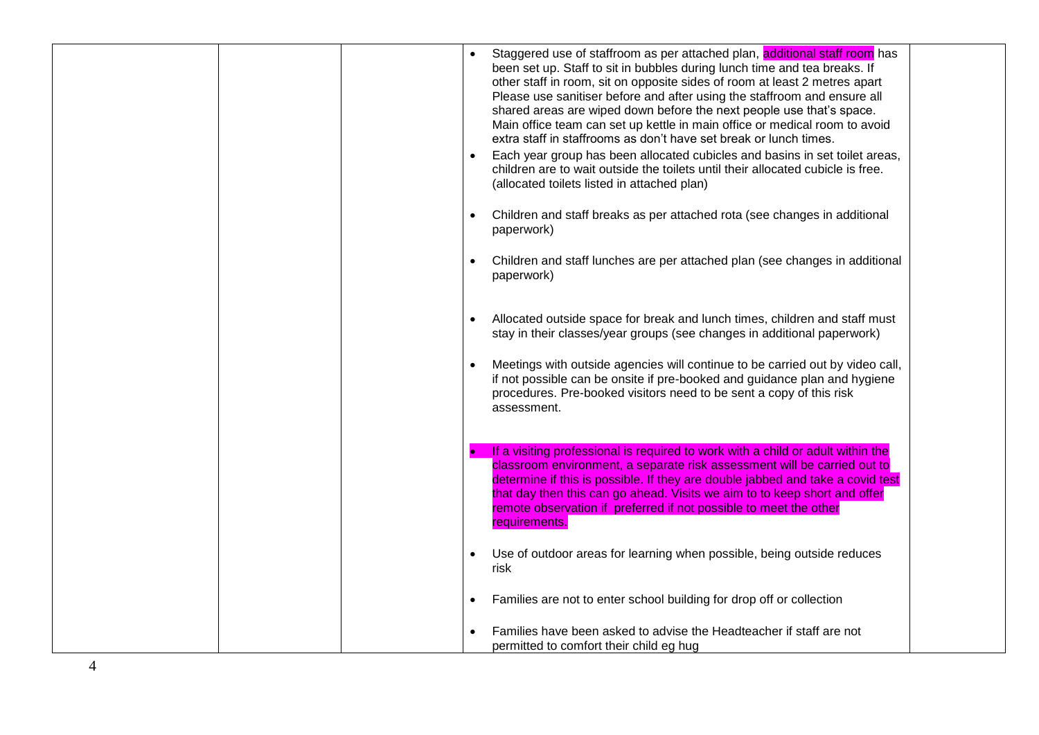| | | | | |
|---|---|---|---|---|
| | | | • Staggered use of staffroom as per attached plan, additional staff room has been set up. Staff to sit in bubbles during lunch time and tea breaks. If other staff in room, sit on opposite sides of room at least 2 metres apart Please use sanitiser before and after using the staffroom and ensure all shared areas are wiped down before the next people use that's space. Main office team can set up kettle in main office or medical room to avoid extra staff in staffrooms as don't have set break or lunch times.<br>• Each year group has been allocated cubicles and basins in set toilet areas, children are to wait outside the toilets until their allocated cubicle is free. (allocated toilets listed in attached plan)<br>• Children and staff breaks as per attached rota (see changes in additional paperwork)<br>• Children and staff lunches are per attached plan (see changes in additional paperwork)<br>• Allocated outside space for break and lunch times, children and staff must stay in their classes/year groups (see changes in additional paperwork)<br>• Meetings with outside agencies will continue to be carried out by video call, if not possible can be onsite if pre-booked and guidance plan and hygiene procedures. Pre-booked visitors need to be sent a copy of this risk assessment.<br>• If a visiting professional is required to work with a child or adult within the classroom environment, a separate risk assessment will be carried out to determine if this is possible. If they are double jabbed and take a covid test that day then this can go ahead. Visits we aim to to keep short and offer remote observation if preferred if not possible to meet the other requirements.<br>• Use of outdoor areas for learning when possible, being outside reduces risk<br>• Families are not to enter school building for drop off or collection<br>• Families have been asked to advise the Headteacher if staff are not permitted to comfort their child eg hug | |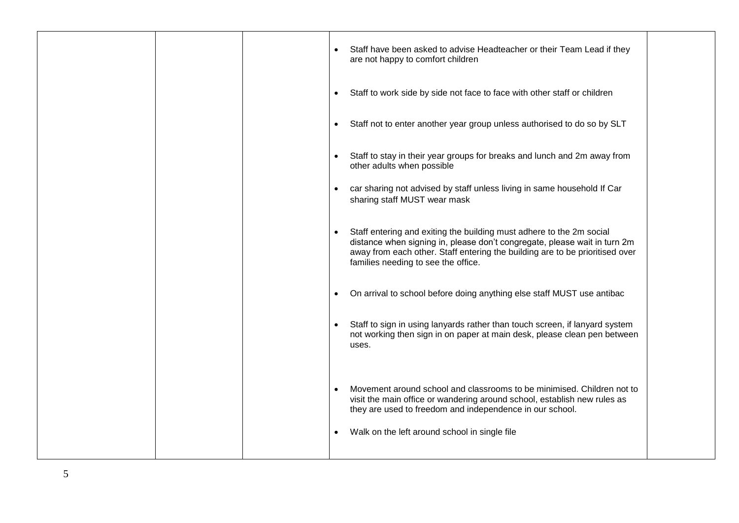| | | | | |
|---|---|---|---|---|
| | | | • Staff have been asked to advise Headteacher or their Team Lead if they are not happy to comfort children<br><br>• Staff to work side by side not face to face with other staff or children<br><br>• Staff not to enter another year group unless authorised to do so by SLT<br><br>• Staff to stay in their year groups for breaks and lunch and 2m away from other adults when possible<br><br>• car sharing not advised by staff unless living in same household If Car sharing staff MUST wear mask<br><br>• Staff entering and exiting the building must adhere to the 2m social distance when signing in, please don't congregate, please wait in turn 2m away from each other. Staff entering the building are to be prioritised over families needing to see the office.<br><br>• On arrival to school before doing anything else staff MUST use antibac<br><br>• Staff to sign in using lanyards rather than touch screen, if lanyard system not working then sign in on paper at main desk, please clean pen between uses.<br><br>• Movement around school and classrooms to be minimised. Children not to visit the main office or wandering around school, establish new rules as they are used to freedom and independence in our school.<br><br>• Walk on the left around school in single file | |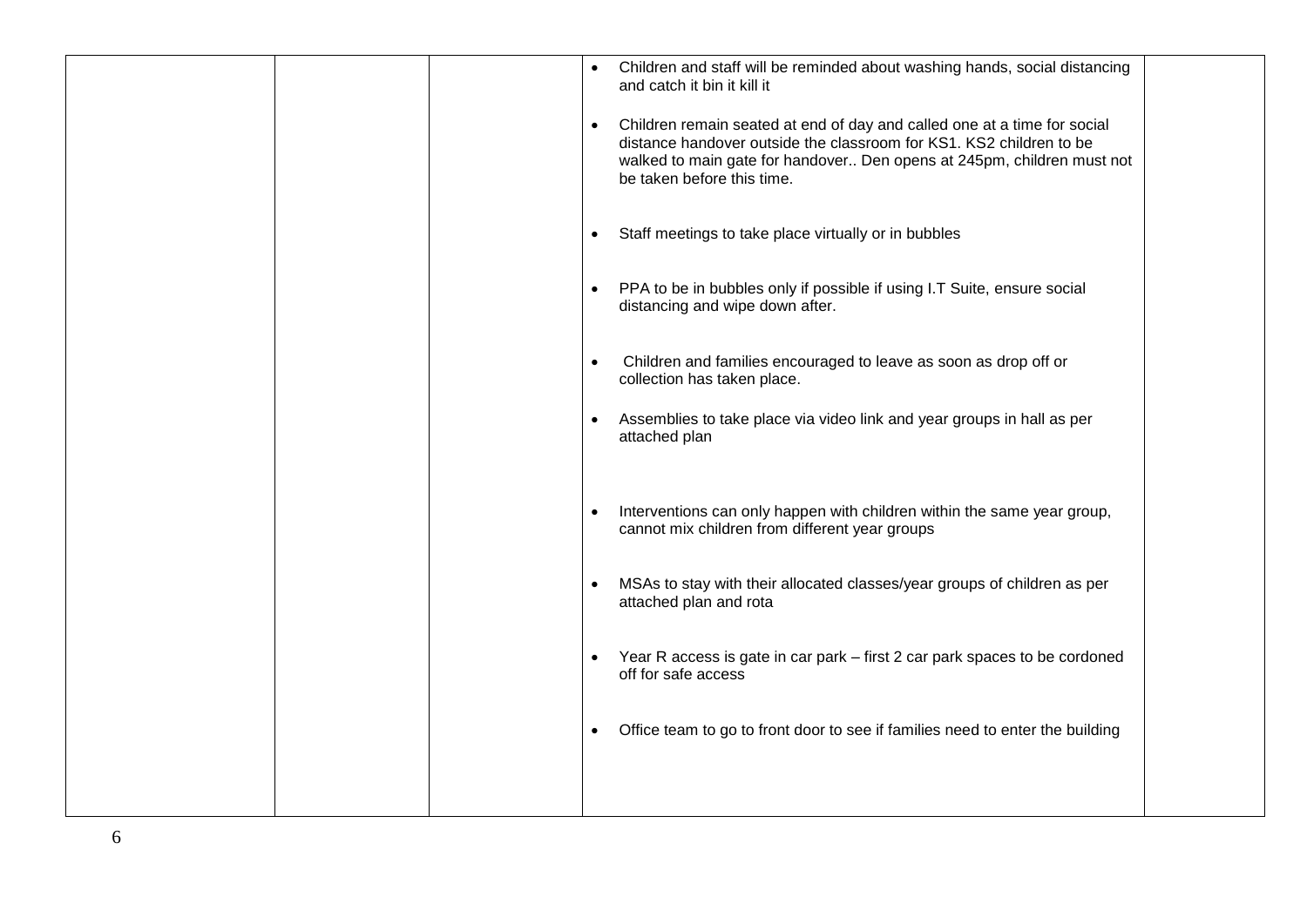|  |  |  | <ul><li>Children and staff will be reminded about washing hands, social distancing and catch it bin it kill it</li><li>Children remain seated at end of day and called one at a time for social distance handover outside the classroom for KS1. KS2 children to be walked to main gate for handover.. Den opens at 245pm, children must not be taken before this time.</li><li>Staff meetings to take place virtually or in bubbles</li><li>PPA to be in bubbles only if possible if using I.T Suite, ensure social distancing and wipe down after.</li><li>Children and families encouraged to leave as soon as drop off or collection has taken place.</li><li>Assemblies to take place via video link and year groups in hall as per attached plan</li><li>Interventions can only happen with children within the same year group, cannot mix children from different year groups</li><li>MSAs to stay with their allocated classes/year groups of children as per attached plan and rota</li><li>Year R access is gate in car park – first 2 car park spaces to be cordoned off for safe access</li><li>Office team to go to front door to see if families need to enter the building</li></ul> |  |
|---|---|---|---|---|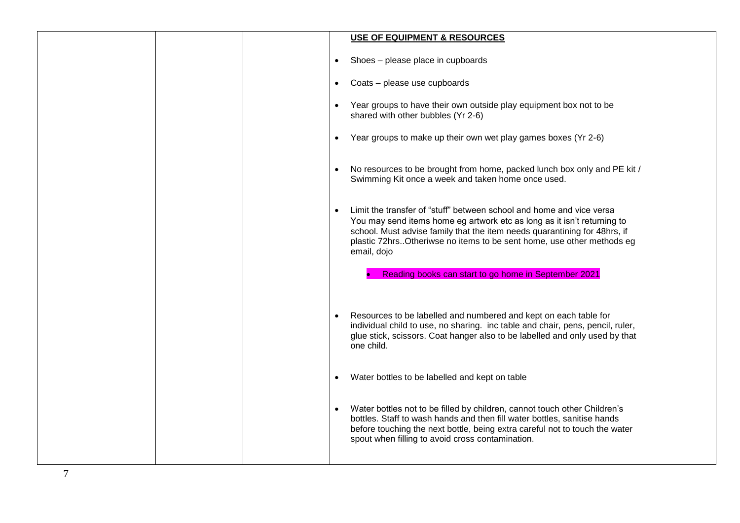| | | | **USE OF EQUIPMENT & RESOURCES**<br><br>• Shoes – please place in cupboards<br><br>• Coats – please use cupboards<br><br>• Year groups to have their own outside play equipment box not to be shared with other bubbles (Yr 2-6)<br><br>• Year groups to make up their own wet play games boxes (Yr 2-6)<br><br>• No resources to be brought from home, packed lunch box only and PE kit / Swimming Kit once a week and taken home once used.<br><br>• Limit the transfer of "stuff" between school and home and vice versa You may send items home eg artwork etc as long as it isn't returning to school. Must advise family that the item needs quarantining for 48hrs, if plastic 72hrs..Otheriwse no items to be sent home, use other methods eg email, dojo<br><br>• Reading books can start to go home in September 2021<br><br>• Resources to be labelled and numbered and kept on each table for individual child to use, no sharing. inc table and chair, pens, pencil, ruler, glue stick, scissors. Coat hanger also to be labelled and only used by that one child.<br><br>• Water bottles to be labelled and kept on table<br><br>• Water bottles not to be filled by children, cannot touch other Children's bottles. Staff to wash hands and then fill water bottles, sanitise hands before touching the next bottle, being extra careful not to touch the water spout when filling to avoid cross contamination. | |
|---|---|---|---|---|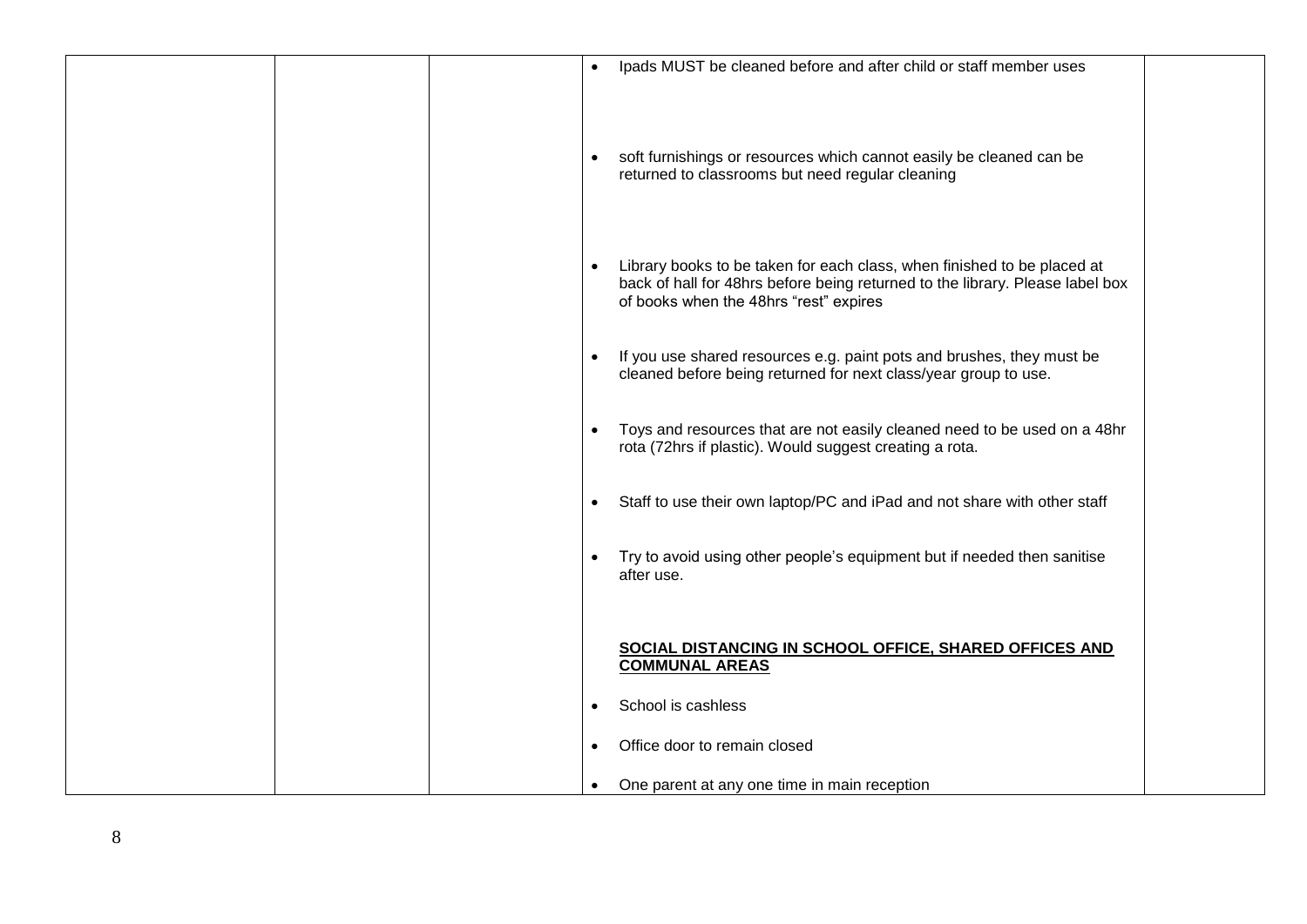| | | | | |
|---|---|---|---|---|
| | | | • Ipads MUST be cleaned before and after child or staff member uses<br><br>• soft furnishings or resources which cannot easily be cleaned can be returned to classrooms but need regular cleaning<br><br>• Library books to be taken for each class, when finished to be placed at back of hall for 48hrs before being returned to the library. Please label box of books when the 48hrs "rest" expires<br><br>• If you use shared resources e.g. paint pots and brushes, they must be cleaned before being returned for next class/year group to use.<br><br>• Toys and resources that are not easily cleaned need to be used on a 48hr rota (72hrs if plastic). Would suggest creating a rota.<br><br>• Staff to use their own laptop/PC and iPad and not share with other staff<br><br>• Try to avoid using other people's equipment but if needed then sanitise after use.<br><br>**SOCIAL DISTANCING IN SCHOOL OFFICE, SHARED OFFICES AND COMMUNAL AREAS**<br><br>• School is cashless<br><br>• Office door to remain closed<br><br>• One parent at any one time in main reception | |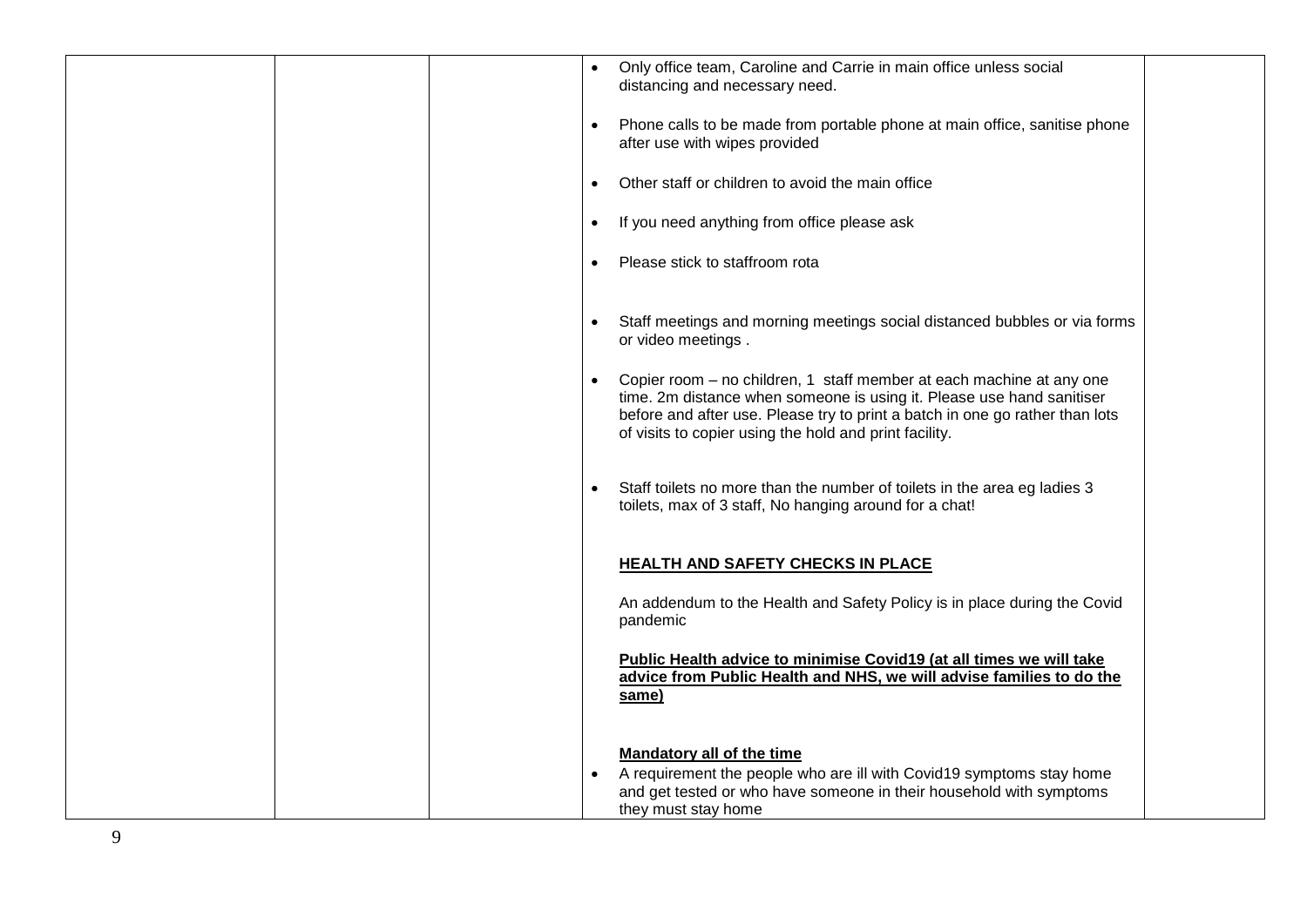| | | | | |
|---|---|---|---|---|
| | | | • Only office team, Caroline and Carrie in main office unless social distancing and necessary need.<br><br>• Phone calls to be made from portable phone at main office, sanitise phone after use with wipes provided<br><br>• Other staff or children to avoid the main office<br><br>• If you need anything from office please ask<br><br>• Please stick to staffroom rota<br><br>• Staff meetings and morning meetings social distanced bubbles or via forms or video meetings .<br><br>• Copier room – no children, 1 staff member at each machine at any one time. 2m distance when someone is using it. Please use hand sanitiser before and after use. Please try to print a batch in one go rather than lots of visits to copier using the hold and print facility.<br><br>• Staff toilets no more than the number of toilets in the area eg ladies 3 toilets, max of 3 staff, No hanging around for a chat!<br><br>**HEALTH AND SAFETY CHECKS IN PLACE**<br><br>An addendum to the Health and Safety Policy is in place during the Covid pandemic<br><br>**Public Health advice to minimise Covid19 (at all times we will take advice from Public Health and NHS, we will advise families to do the same)**<br><br>**Mandatory all of the time**<br>• A requirement the people who are ill with Covid19 symptoms stay home and get tested or who have someone in their household with symptoms they must stay home | |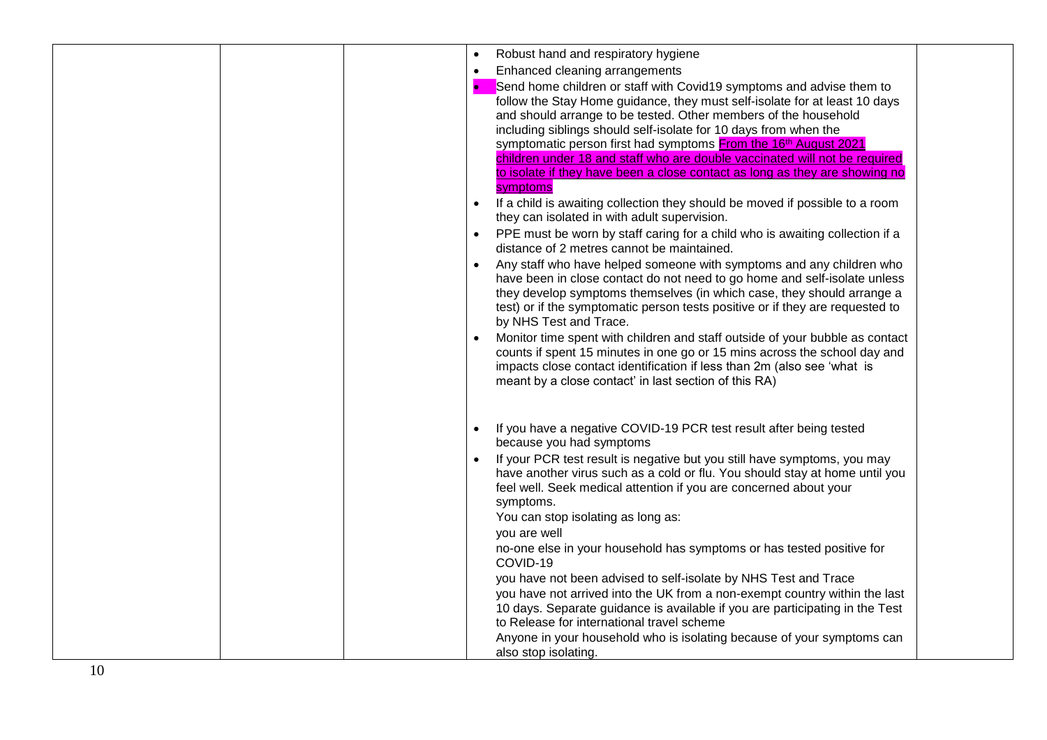| | | | | |
|---|---|---|---|---|
| | | | • Robust hand and respiratory hygiene<br>• Enhanced cleaning arrangements<br>• Send home children or staff with Covid19 symptoms and advise them to follow the Stay Home guidance, they must self-isolate for at least 10 days and should arrange to be tested. Other members of the household including siblings should self-isolate for 10 days from when the symptomatic person first had symptoms From the 16th August 2021 children under 18 and staff who are double vaccinated will not be required to isolate if they have been a close contact as long as they are showing no symptoms<br>• If a child is awaiting collection they should be moved if possible to a room they can isolated in with adult supervision.<br>• PPE must be worn by staff caring for a child who is awaiting collection if a distance of 2 metres cannot be maintained.<br>• Any staff who have helped someone with symptoms and any children who have been in close contact do not need to go home and self-isolate unless they develop symptoms themselves (in which case, they should arrange a test) or if the symptomatic person tests positive or if they are requested to by NHS Test and Trace.<br>• Monitor time spent with children and staff outside of your bubble as contact counts if spent 15 minutes in one go or 15 mins across the school day and impacts close contact identification if less than 2m (also see 'what is meant by a close contact' in last section of this RA)<br><br>• If you have a negative COVID-19 PCR test result after being tested because you had symptoms<br>• If your PCR test result is negative but you still have symptoms, you may have another virus such as a cold or flu. You should stay at home until you feel well. Seek medical attention if you are concerned about your symptoms.<br>You can stop isolating as long as:<br>you are well<br>no-one else in your household has symptoms or has tested positive for COVID-19<br>you have not been advised to self-isolate by NHS Test and Trace<br>you have not arrived into the UK from a non-exempt country within the last 10 days. Separate guidance is available if you are participating in the Test to Release for international travel scheme<br>Anyone in your household who is isolating because of your symptoms can also stop isolating. | |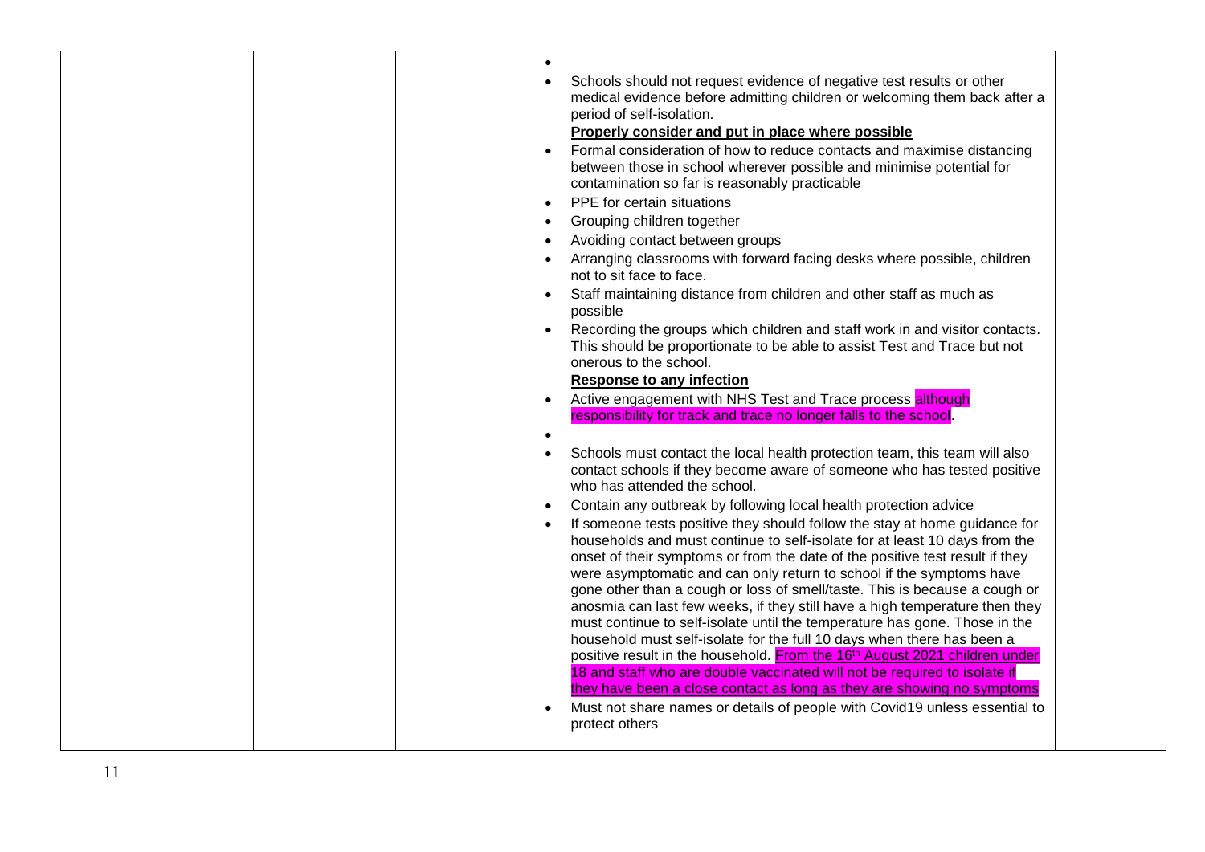| | | | <ul><li></li><li>Schools should not request evidence of negative test results or other medical evidence before admitting children or welcoming them back after a period of self-isolation.</li></ul>**Properly consider and put in place where possible**<ul><li>Formal consideration of how to reduce contacts and maximise distancing between those in school wherever possible and minimise potential for contamination so far is reasonably practicable</li><li>PPE for certain situations</li><li>Grouping children together</li><li>Avoiding contact between groups</li><li>Arranging classrooms with forward facing desks where possible, children not to sit face to face.</li><li>Staff maintaining distance from children and other staff as much as possible</li><li>Recording the groups which children and staff work in and visitor contacts. This should be proportionate to be able to assist Test and Trace but not onerous to the school.</li></ul>**Response to any infection**<ul><li>Active engagement with NHS Test and Trace process although responsibility for track and trace no longer falls to the school.</li><li></li><li>Schools must contact the local health protection team, this team will also contact schools if they become aware of someone who has tested positive who has attended the school.</li><li>Contain any outbreak by following local health protection advice</li><li>If someone tests positive they should follow the stay at home guidance for households and must continue to self-isolate for at least 10 days from the onset of their symptoms or from the date of the positive test result if they were asymptomatic and can only return to school if the symptoms have gone other than a cough or loss of smell/taste. This is because a cough or anosmia can last few weeks, if they still have a high temperature then they must continue to self-isolate until the temperature has gone. Those in the household must self-isolate for the full 10 days when there has been a positive result in the household. From the 16th August 2021 children under 18 and staff who are double vaccinated will not be required to isolate if they have been a close contact as long as they are showing no symptoms</li><li>Must not share names or details of people with Covid19 unless essential to protect others</li></ul> | |
|---|---|---|---|---|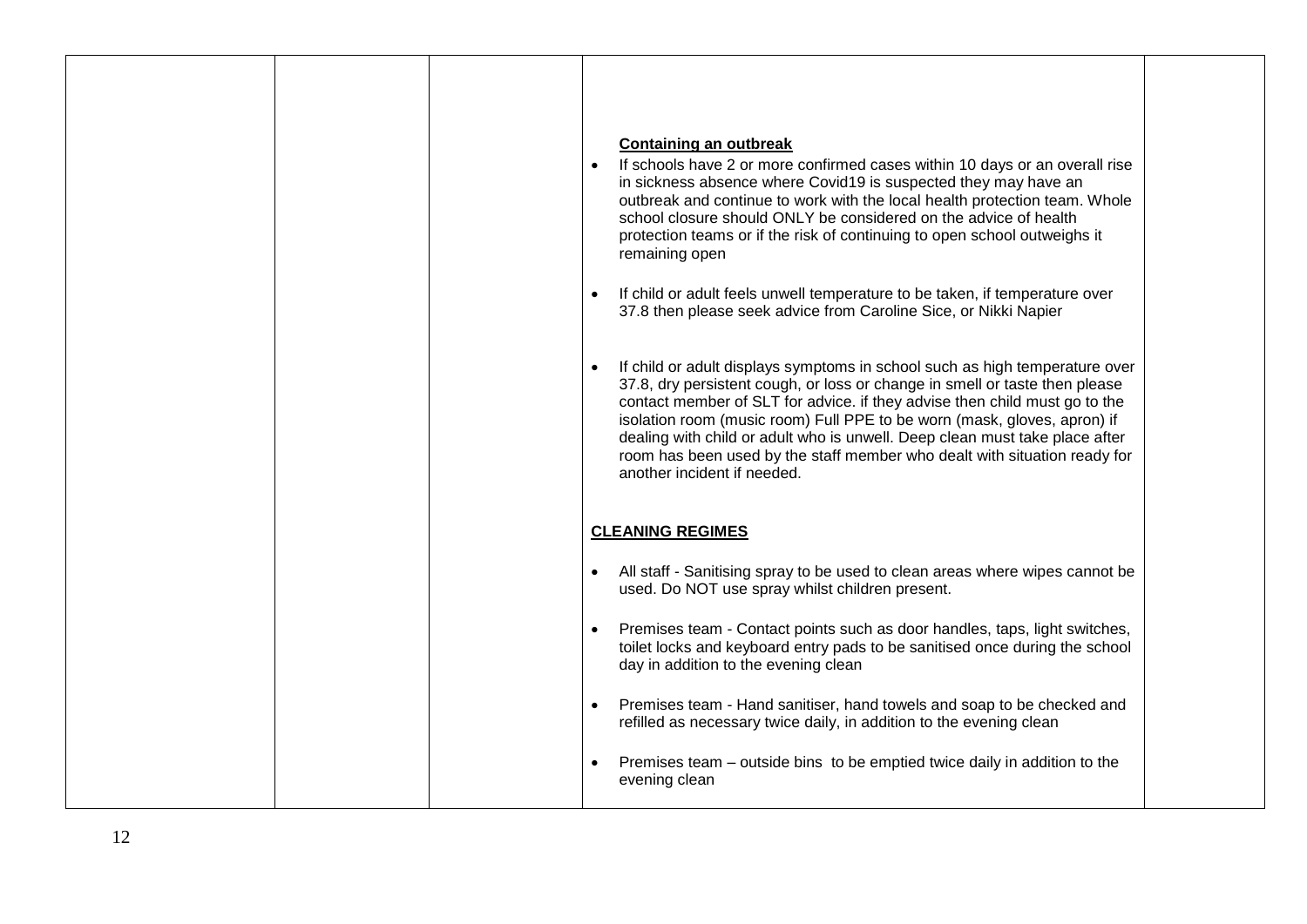| | | | | |
|---|---|---|---|---|
| | | | **Containing an outbreak**<br><br>• If schools have 2 or more confirmed cases within 10 days or an overall rise in sickness absence where Covid19 is suspected they may have an outbreak and continue to work with the local health protection team. Whole school closure should ONLY be considered on the advice of health protection teams or if the risk of continuing to open school outweighs it remaining open<br><br>• If child or adult feels unwell temperature to be taken, if temperature over 37.8 then please seek advice from Caroline Sice, or Nikki Napier<br><br>• If child or adult displays symptoms in school such as high temperature over 37.8, dry persistent cough, or loss or change in smell or taste then please contact member of SLT for advice. if they advise then child must go to the isolation room (music room) Full PPE to be worn (mask, gloves, apron) if dealing with child or adult who is unwell. Deep clean must take place after room has been used by the staff member who dealt with situation ready for another incident if needed.<br><br>**CLEANING REGIMES**<br><br>• All staff - Sanitising spray to be used to clean areas where wipes cannot be used. Do NOT use spray whilst children present.<br><br>• Premises team - Contact points such as door handles, taps, light switches, toilet locks and keyboard entry pads to be sanitised once during the school day in addition to the evening clean<br><br>• Premises team - Hand sanitiser, hand towels and soap to be checked and refilled as necessary twice daily, in addition to the evening clean<br><br>• Premises team – outside bins to be emptied twice daily in addition to the evening clean | |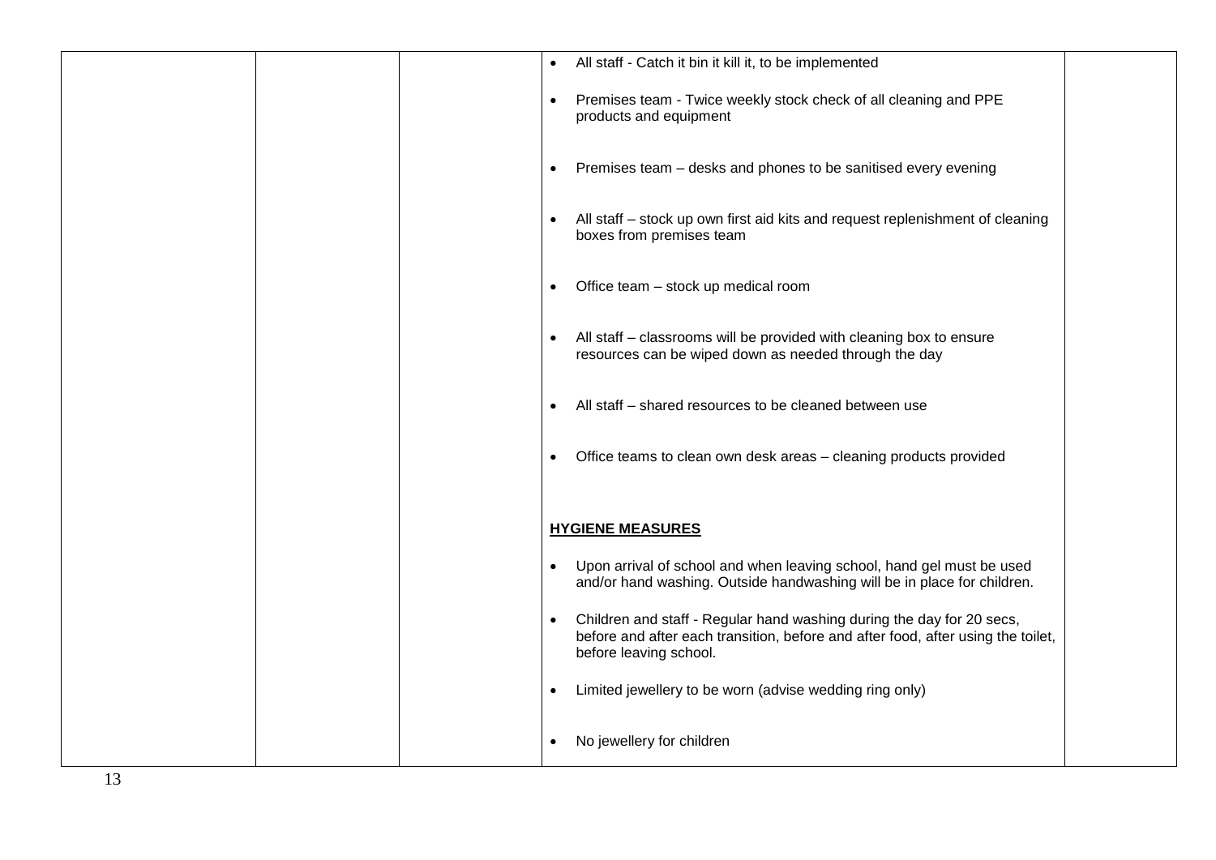| | | | • All staff - Catch it bin it kill it, to be implemented<br><br>• Premises team - Twice weekly stock check of all cleaning and PPE products and equipment<br><br>• Premises team – desks and phones to be sanitised every evening<br><br>• All staff – stock up own first aid kits and request replenishment of cleaning boxes from premises team<br><br>• Office team – stock up medical room<br><br>• All staff – classrooms will be provided with cleaning box to ensure resources can be wiped down as needed through the day<br><br>• All staff – shared resources to be cleaned between use<br><br>• Office teams to clean own desk areas – cleaning products provided<br><br>**HYGIENE MEASURES**<br><br>• Upon arrival of school and when leaving school, hand gel must be used and/or hand washing. Outside handwashing will be in place for children.<br><br>• Children and staff - Regular hand washing during the day for 20 secs, before and after each transition, before and after food, after using the toilet, before leaving school.<br><br>• Limited jewellery to be worn (advise wedding ring only)<br><br>• No jewellery for children | |
|---|---|---|---|---|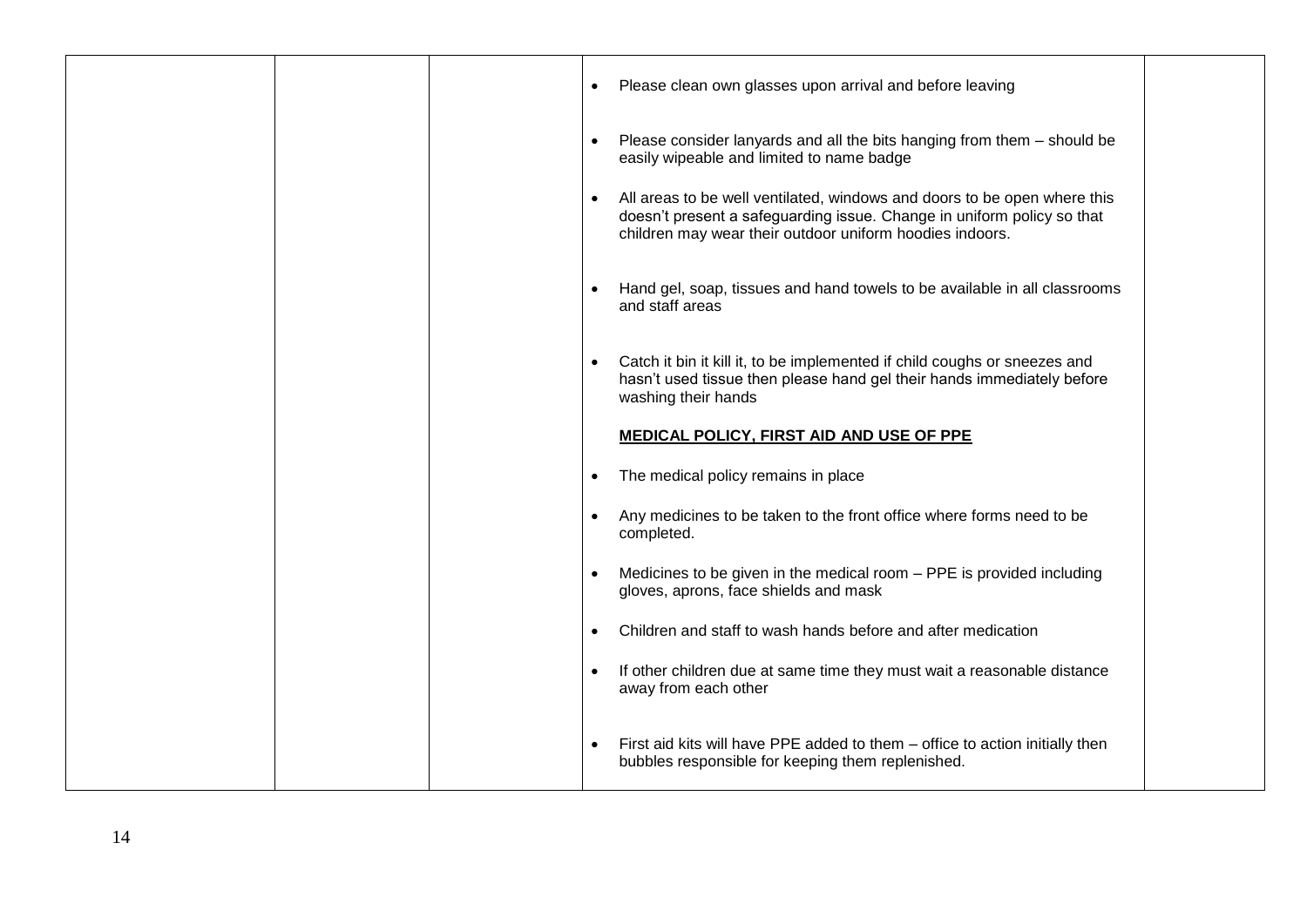| | | | | |
|---|---|---|---|---|
| | | | • Please clean own glasses upon arrival and before leaving<br><br>• Please consider lanyards and all the bits hanging from them – should be easily wipeable and limited to name badge<br><br>• All areas to be well ventilated, windows and doors to be open where this doesn't present a safeguarding issue. Change in uniform policy so that children may wear their outdoor uniform hoodies indoors.<br><br>• Hand gel, soap, tissues and hand towels to be available in all classrooms and staff areas<br><br>• Catch it bin it kill it, to be implemented if child coughs or sneezes and hasn't used tissue then please hand gel their hands immediately before washing their hands<br><br>**MEDICAL POLICY, FIRST AID AND USE OF PPE**<br><br>• The medical policy remains in place<br><br>• Any medicines to be taken to the front office where forms need to be completed.<br><br>• Medicines to be given in the medical room – PPE is provided including gloves, aprons, face shields and mask<br><br>• Children and staff to wash hands before and after medication<br><br>• If other children due at same time they must wait a reasonable distance away from each other<br><br>• First aid kits will have PPE added to them – office to action initially then bubbles responsible for keeping them replenished. | |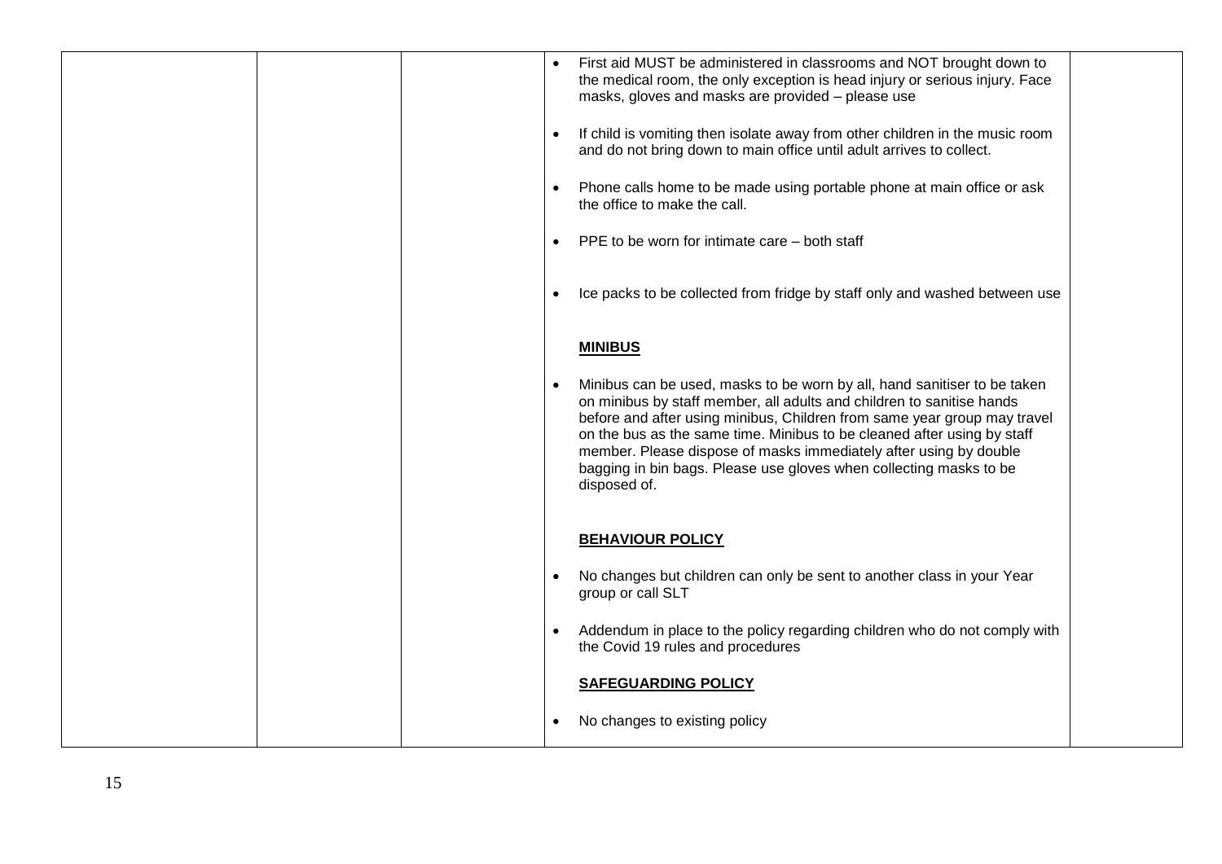| | | | | |
|---|---|---|---|---|
| | | | • First aid MUST be administered in classrooms and NOT brought down to the medical room, the only exception is head injury or serious injury. Face masks, gloves and masks are provided – please use<br><br>• If child is vomiting then isolate away from other children in the music room and do not bring down to main office until adult arrives to collect.<br><br>• Phone calls home to be made using portable phone at main office or ask the office to make the call.<br><br>• PPE to be worn for intimate care – both staff<br><br>• Ice packs to be collected from fridge by staff only and washed between use<br><br>**MINIBUS**<br><br>• Minibus can be used, masks to be worn by all, hand sanitiser to be taken on minibus by staff member, all adults and children to sanitise hands before and after using minibus, Children from same year group may travel on the bus as the same time. Minibus to be cleaned after using by staff member. Please dispose of masks immediately after using by double bagging in bin bags. Please use gloves when collecting masks to be disposed of.<br><br>**BEHAVIOUR POLICY**<br><br>• No changes but children can only be sent to another class in your Year group or call SLT<br><br>• Addendum in place to the policy regarding children who do not comply with the Covid 19 rules and procedures<br><br>**SAFEGUARDING POLICY**<br><br>• No changes to existing policy | |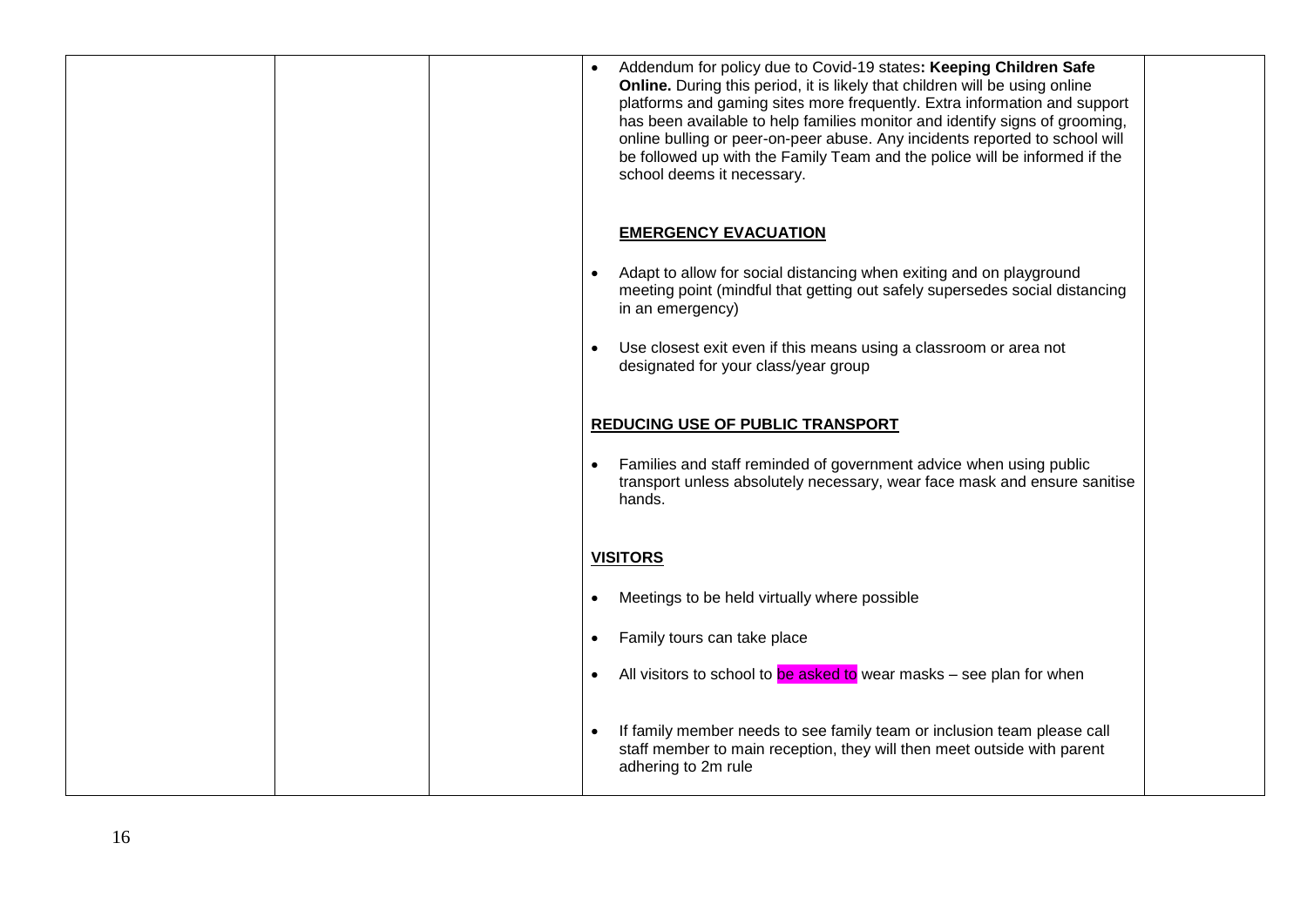| | | | • Addendum for policy due to Covid-19 states**: Keeping Children Safe Online.** During this period, it is likely that children will be using online platforms and gaming sites more frequently. Extra information and support has been available to help families monitor and identify signs of grooming, online bulling or peer-on-peer abuse. Any incidents reported to school will be followed up with the Family Team and the police will be informed if the school deems it necessary.<br><br>**<u>EMERGENCY EVACUATION</u>**<br><br>• Adapt to allow for social distancing when exiting and on playground meeting point (mindful that getting out safely supersedes social distancing in an emergency)<br><br>• Use closest exit even if this means using a classroom or area not designated for your class/year group<br><br>**<u>REDUCING USE OF PUBLIC TRANSPORT</u>**<br><br>• Families and staff reminded of government advice when using public transport unless absolutely necessary, wear face mask and ensure sanitise hands.<br><br>**<u>VISITORS</u>**<br><br>• Meetings to be held virtually where possible<br><br>• Family tours can take place<br><br>• All visitors to school to be asked to wear masks – see plan for when<br><br>• If family member needs to see family team or inclusion team please call staff member to main reception, they will then meet outside with parent adhering to 2m rule | |
|---|---|---|---|---|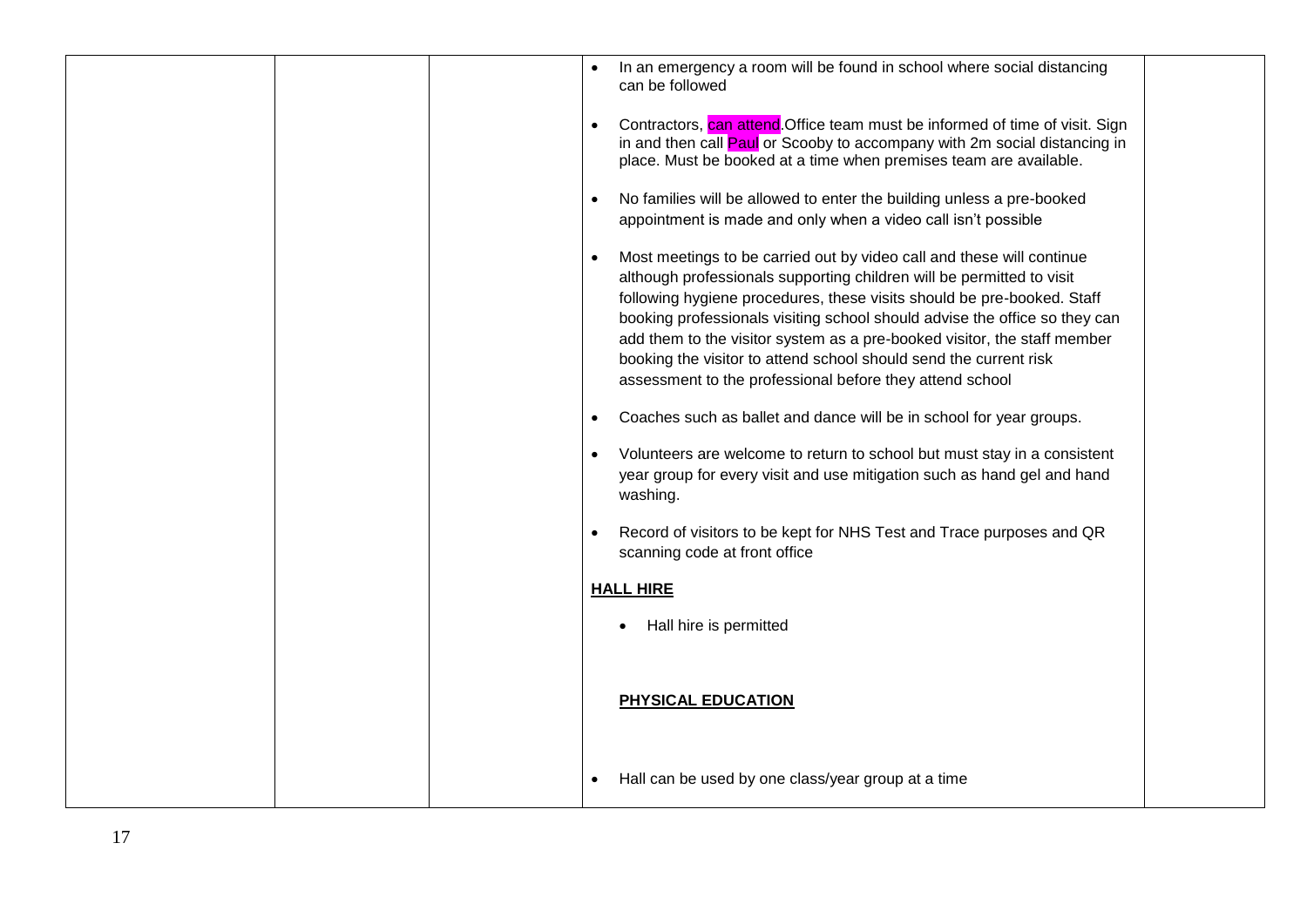| | | | | |
|---|---|---|---|---|
| | | | • In an emergency a room will be found in school where social distancing can be followed<br><br>• Contractors, can attend.Office team must be informed of time of visit. Sign in and then call Paul or Scooby to accompany with 2m social distancing in place. Must be booked at a time when premises team are available.<br><br>• No families will be allowed to enter the building unless a pre-booked appointment is made and only when a video call isn't possible<br><br>• Most meetings to be carried out by video call and these will continue although professionals supporting children will be permitted to visit following hygiene procedures, these visits should be pre-booked. Staff booking professionals visiting school should advise the office so they can add them to the visitor system as a pre-booked visitor, the staff member booking the visitor to attend school should send the current risk assessment to the professional before they attend school<br><br>• Coaches such as ballet and dance will be in school for year groups.<br><br>• Volunteers are welcome to return to school but must stay in a consistent year group for every visit and use mitigation such as hand gel and hand washing.<br><br>• Record of visitors to be kept for NHS Test and Trace purposes and QR scanning code at front office<br><br>**HALL HIRE**<br><br>• Hall hire is permitted<br><br>**PHYSICAL EDUCATION**<br><br>• Hall can be used by one class/year group at a time | |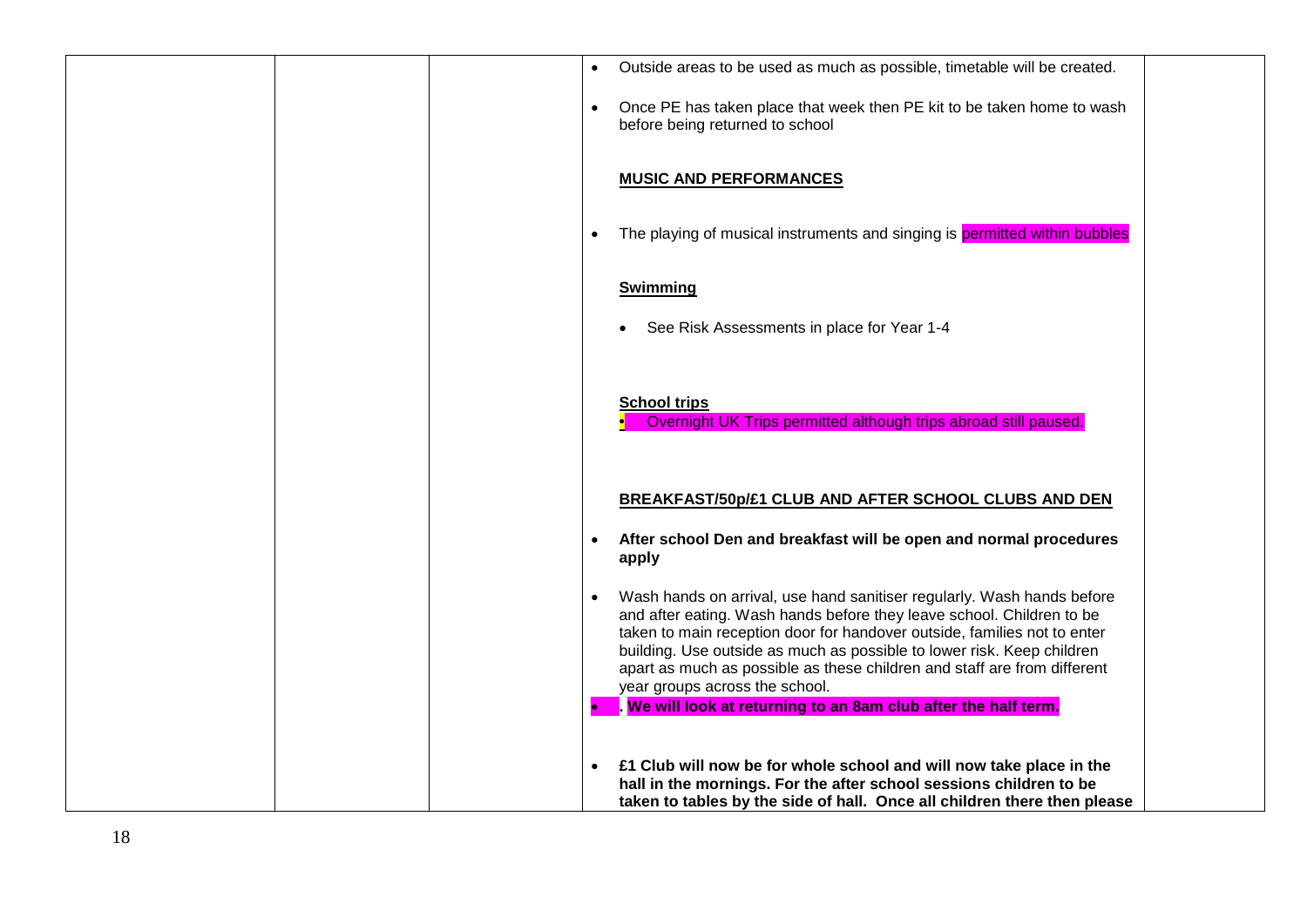| | | | | |
|---|---|---|---|---|
| | | | • Outside areas to be used as much as possible, timetable will be created.<br><br>• Once PE has taken place that week then PE kit to be taken home to wash before being returned to school<br><br>**MUSIC AND PERFORMANCES**<br><br>• The playing of musical instruments and singing is permitted within bubbles<br><br>**Swimming**<br><br>• See Risk Assessments in place for Year 1-4<br><br>**School trips**<br>• Overnight UK Trips permitted although trips abroad still paused.<br><br>**BREAKFAST/50p/£1 CLUB AND AFTER SCHOOL CLUBS AND DEN**<br><br>• **After school Den and breakfast will be open and normal procedures apply**<br><br>• Wash hands on arrival, use hand sanitiser regularly. Wash hands before and after eating. Wash hands before they leave school. Children to be taken to main reception door for handover outside, families not to enter building. Use outside as much as possible to lower risk. Keep children apart as much as possible as these children and staff are from different year groups across the school.<br>• **. We will look at returning to an 8am club after the half term.**<br><br>• **£1 Club will now be for whole school and will now take place in the hall in the mornings. For the after school sessions children to be taken to tables by the side of hall. Once all children there then please** | |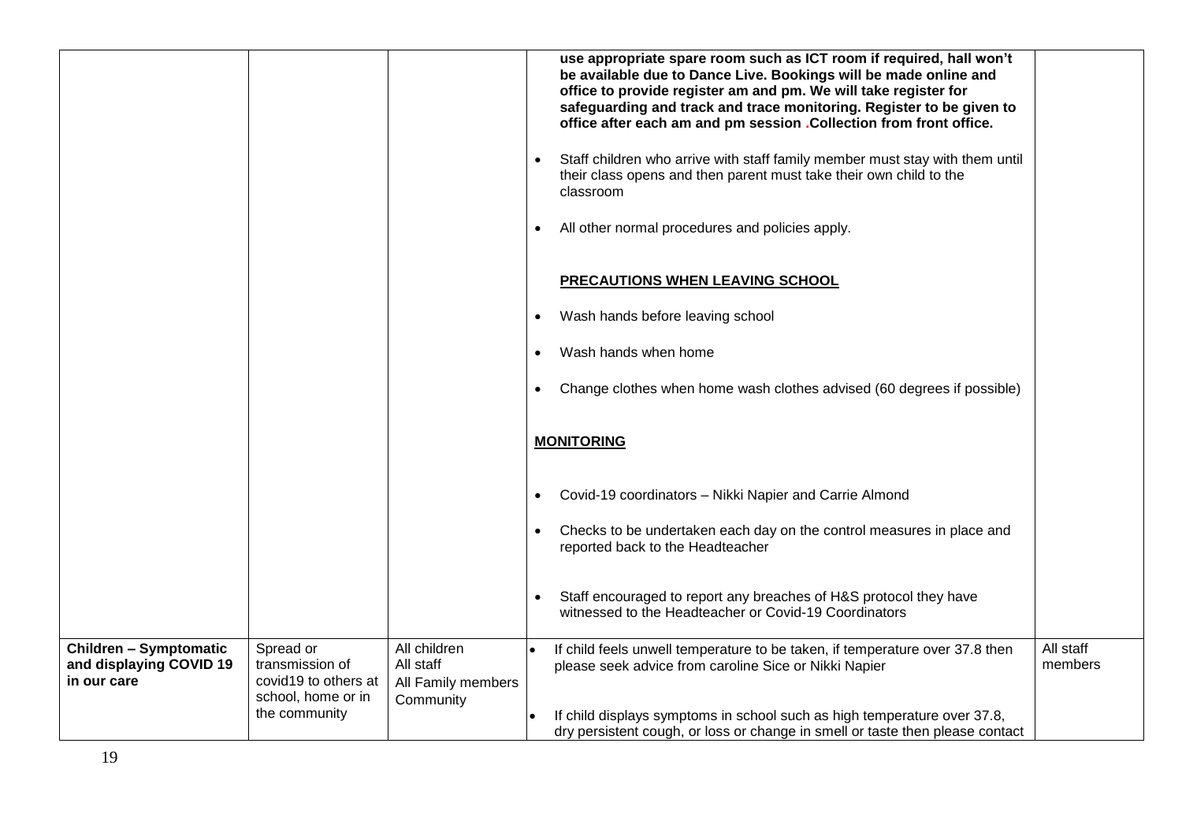| | | | | |
|---|---|---|---|---|
| | | | **use appropriate spare room such as ICT room if required, hall won't be available due to Dance Live. Bookings will be made online and office to provide register am and pm. We will take register for safeguarding and track and trace monitoring. Register to be given to office after each am and pm session .Collection from front office.**<br><br>• Staff children who arrive with staff family member must stay with them until their class opens and then parent must take their own child to the classroom<br><br>• All other normal procedures and policies apply.<br><br>**PRECAUTIONS WHEN LEAVING SCHOOL**<br><br>• Wash hands before leaving school<br><br>• Wash hands when home<br><br>• Change clothes when home wash clothes advised (60 degrees if possible)<br><br>**MONITORING**<br><br>• Covid-19 coordinators – Nikki Napier and Carrie Almond<br><br>• Checks to be undertaken each day on the control measures in place and reported back to the Headteacher<br><br>• Staff encouraged to report any breaches of H&S protocol they have witnessed to the Headteacher or Covid-19 Coordinators | |
| **Children – Symptomatic and displaying COVID 19 in our care** | Spread or transmission of covid19 to others at school, home or in the community | All children<br>All staff<br>All Family members<br>Community | • If child feels unwell temperature to be taken, if temperature over 37.8 then please seek advice from caroline Sice or Nikki Napier<br><br>• If child displays symptoms in school such as high temperature over 37.8, dry persistent cough, or loss or change in smell or taste then please contact | All staff members |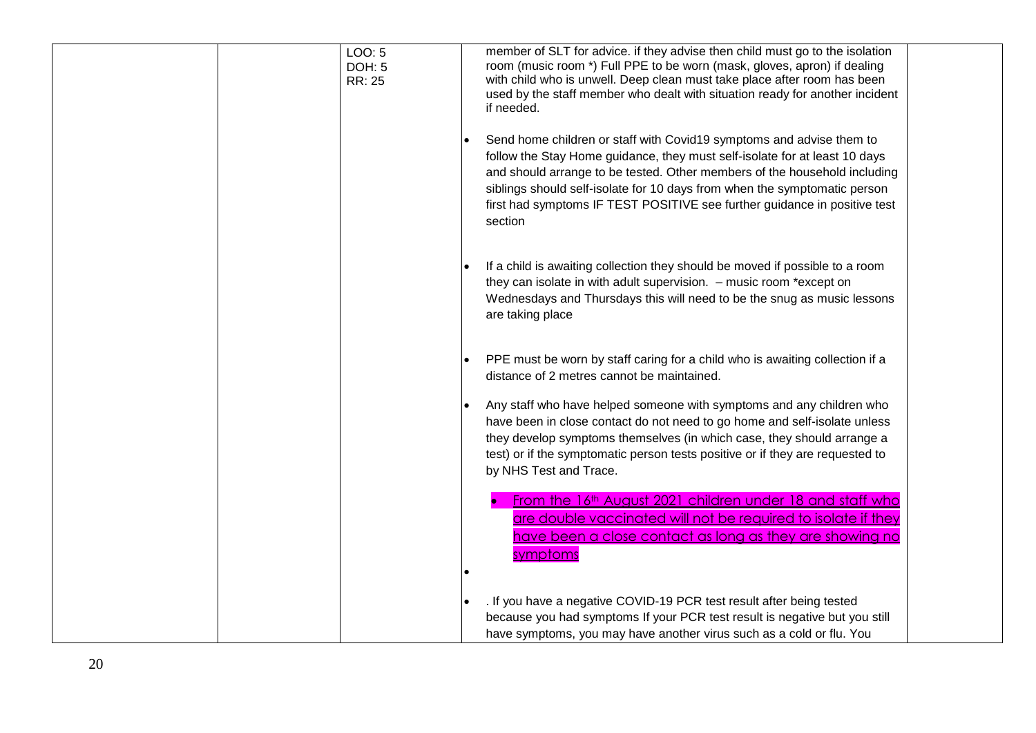| | | | | |
|---|---|---|---|---|
| | | LOO: 5<br>DOH: 5<br>RR: 25 | member of SLT for advice. if they advise then child must go to the isolation room (music room *) Full PPE to be worn (mask, gloves, apron) if dealing with child who is unwell. Deep clean must take place after room has been used by the staff member who dealt with situation ready for another incident if needed.<br><br>• Send home children or staff with Covid19 symptoms and advise them to follow the Stay Home guidance, they must self-isolate for at least 10 days and should arrange to be tested. Other members of the household including siblings should self-isolate for 10 days from when the symptomatic person first had symptoms IF TEST POSITIVE see further guidance in positive test section<br><br>• If a child is awaiting collection they should be moved if possible to a room they can isolate in with adult supervision. – music room *except on Wednesdays and Thursdays this will need to be the snug as music lessons are taking place<br><br>• PPE must be worn by staff caring for a child who is awaiting collection if a distance of 2 metres cannot be maintained.<br><br>• Any staff who have helped someone with symptoms and any children who have been in close contact do not need to go home and self-isolate unless they develop symptoms themselves (in which case, they should arrange a test) or if the symptomatic person tests positive or if they are requested to by NHS Test and Trace.<br><br>• From the 16th August 2021 children under 18 and staff who are double vaccinated will not be required to isolate if they have been a close contact as long as they are showing no symptoms<br><br>•<br><br>• . If you have a negative COVID-19 PCR test result after being tested because you had symptoms If your PCR test result is negative but you still have symptoms, you may have another virus such as a cold or flu. You | |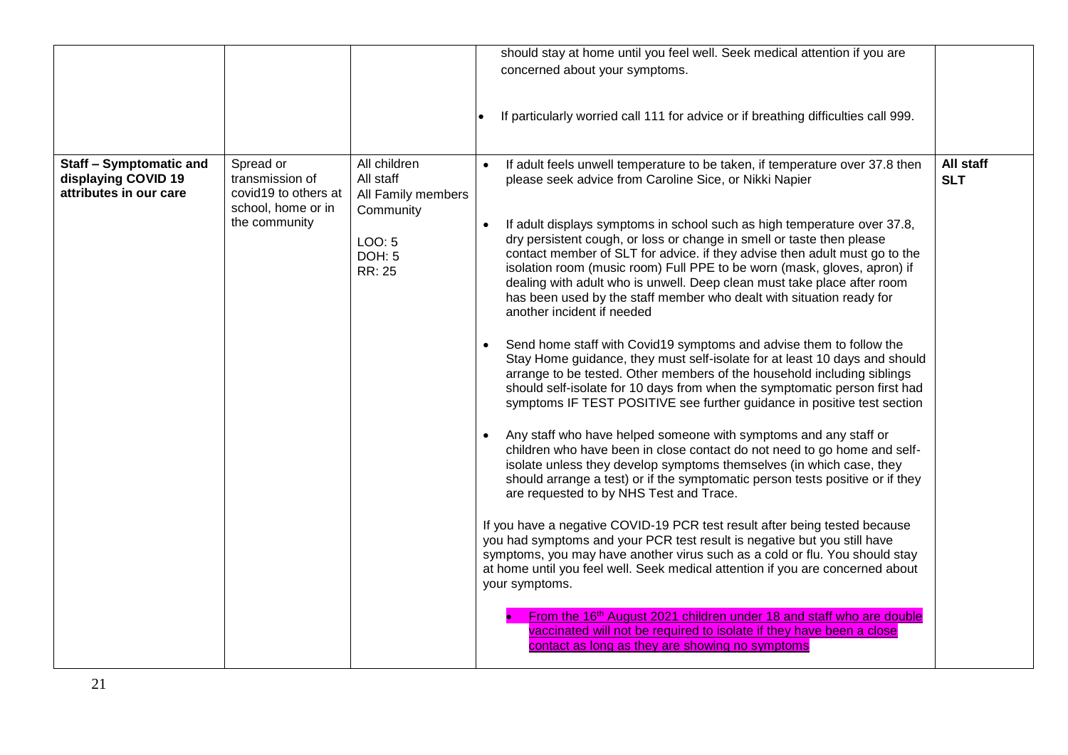| | | | | |
|---|---|---|---|---|
| | | | should stay at home until you feel well. Seek medical attention if you are concerned about your symptoms.<br><br>• If particularly worried call 111 for advice or if breathing difficulties call 999. | |
| **Staff – Symptomatic and displaying COVID 19 attributes in our care** | Spread or transmission of covid19 to others at school, home or in the community | All children<br>All staff<br>All Family members<br>Community<br><br>LOO: 5<br>DOH: 5<br>RR: 25 | • If adult feels unwell temperature to be taken, if temperature over 37.8 then please seek advice from Caroline Sice, or Nikki Napier<br><br>• If adult displays symptoms in school such as high temperature over 37.8, dry persistent cough, or loss or change in smell or taste then please contact member of SLT for advice. if they advise then adult must go to the isolation room (music room) Full PPE to be worn (mask, gloves, apron) if dealing with adult who is unwell. Deep clean must take place after room has been used by the staff member who dealt with situation ready for another incident if needed<br><br>• Send home staff with Covid19 symptoms and advise them to follow the Stay Home guidance, they must self-isolate for at least 10 days and should arrange to be tested. Other members of the household including siblings should self-isolate for 10 days from when the symptomatic person first had symptoms IF TEST POSITIVE see further guidance in positive test section<br><br>• Any staff who have helped someone with symptoms and any staff or children who have been in close contact do not need to go home and self-isolate unless they develop symptoms themselves (in which case, they should arrange a test) or if the symptomatic person tests positive or if they are requested to by NHS Test and Trace.<br><br>If you have a negative COVID-19 PCR test result after being tested because you had symptoms and your PCR test result is negative but you still have symptoms, you may have another virus such as a cold or flu. You should stay at home until you feel well. Seek medical attention if you are concerned about your symptoms.<br><br>• From the 16th August 2021 children under 18 and staff who are double vaccinated will not be required to isolate if they have been a close contact as long as they are showing no symptoms | **All staff**<br>**SLT** |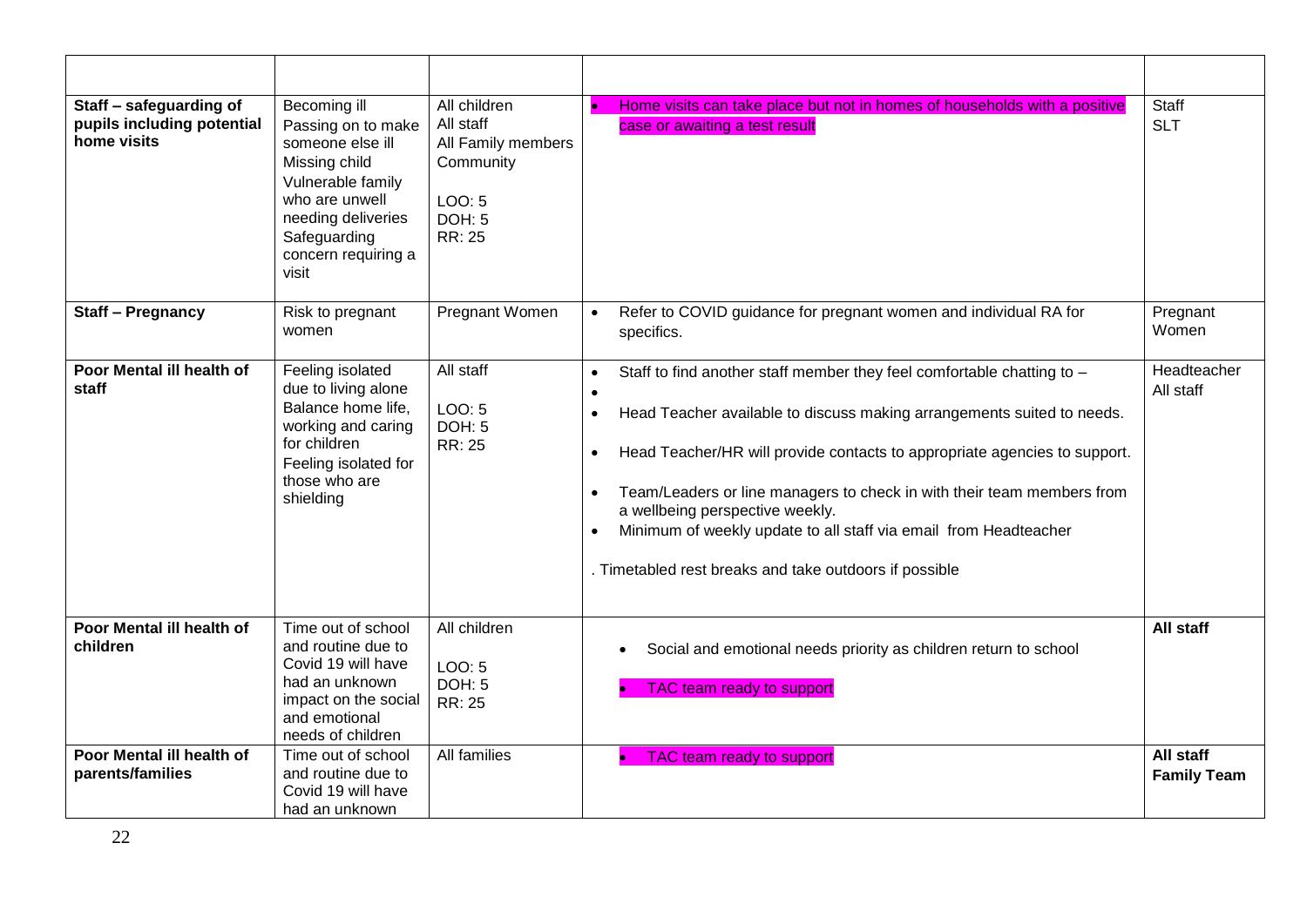| | | | | |
|---|---|---|---|---|
| **Staff – safeguarding of pupils including potential home visits** | Becoming ill<br>Passing on to make someone else ill<br>Missing child<br>Vulnerable family who are unwell needing deliveries<br>Safeguarding concern requiring a visit | All children<br>All staff<br>All Family members<br>Community<br><br>LOO: 5<br>DOH: 5<br>RR: 25 | • Home visits can take place but not in homes of households with a positive case or awaiting a test result | Staff<br>SLT |
| **Staff – Pregnancy** | Risk to pregnant women | Pregnant Women | • Refer to COVID guidance for pregnant women and individual RA for specifics. | Pregnant Women |
| **Poor Mental ill health of staff** | Feeling isolated due to living alone<br>Balance home life, working and caring for children<br>Feeling isolated for those who are shielding | All staff<br><br>LOO: 5<br>DOH: 5<br>RR: 25 | • Staff to find another staff member they feel comfortable chatting to –<br>•<br>• Head Teacher available to discuss making arrangements suited to needs.<br>• Head Teacher/HR will provide contacts to appropriate agencies to support.<br>• Team/Leaders or line managers to check in with their team members from a wellbeing perspective weekly.<br>• Minimum of weekly update to all staff via email from Headteacher<br><br>. Timetabled rest breaks and take outdoors if possible | Headteacher<br>All staff |
| **Poor Mental ill health of children** | Time out of school and routine due to Covid 19 will have had an unknown impact on the social and emotional needs of children | All children<br><br>LOO: 5<br>DOH: 5<br>RR: 25 | • Social and emotional needs priority as children return to school<br>• TAC team ready to support | **All staff** |
| **Poor Mental ill health of parents/families** | Time out of school and routine due to Covid 19 will have had an unknown | All families | • TAC team ready to support | **All staff**<br>**Family Team** |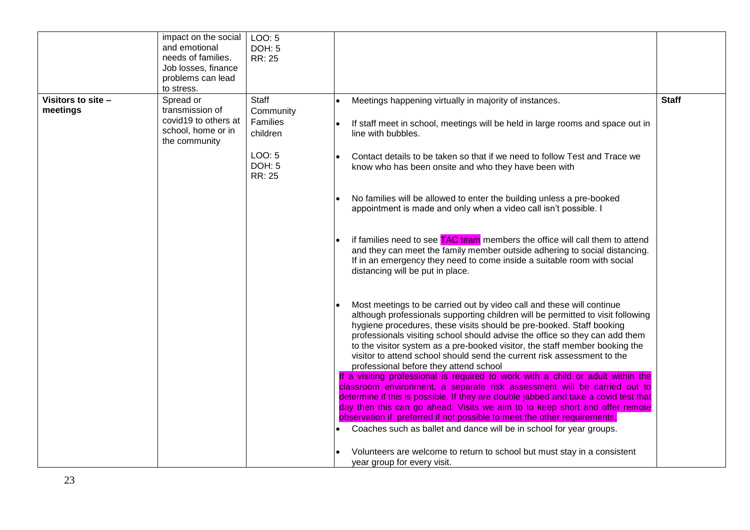| | | | | |
|---|---|---|---|---|
| | impact on the social and emotional needs of families. Job losses, finance problems can lead to stress. | LOO: 5<br>DOH: 5<br>RR: 25 | | |
| **Visitors to site – meetings** | Spread or transmission of covid19 to others at school, home or in the community | Staff<br>Community<br>Families<br>children<br><br>LOO: 5<br>DOH: 5<br>RR: 25 | • Meetings happening virtually in majority of instances.<br>• If staff meet in school, meetings will be held in large rooms and space out in line with bubbles.<br>• Contact details to be taken so that if we need to follow Test and Trace we know who has been onsite and who they have been with<br>• No families will be allowed to enter the building unless a pre-booked appointment is made and only when a video call isn't possible. I<br>• if families need to see TAC team members the office will call them to attend and they can meet the family member outside adhering to social distancing. If in an emergency they need to come inside a suitable room with social distancing will be put in place.<br>• Most meetings to be carried out by video call and these will continue although professionals supporting children will be permitted to visit following hygiene procedures, these visits should be pre-booked. Staff booking professionals visiting school should advise the office so they can add them to the visitor system as a pre-booked visitor, the staff member booking the visitor to attend school should send the current risk assessment to the professional before they attend school<br>If a visiting professional is required to work with a child or adult within the classroom environment, a separate risk assessment will be carried out to determine if this is possible. If they are double jabbed and take a covid test that day then this can go ahead. Visits we aim to to keep short and offer remote observation if preferred if not possible to meet the other requirements.<br>• Coaches such as ballet and dance will be in school for year groups.<br>• Volunteers are welcome to return to school but must stay in a consistent year group for every visit. | **Staff** |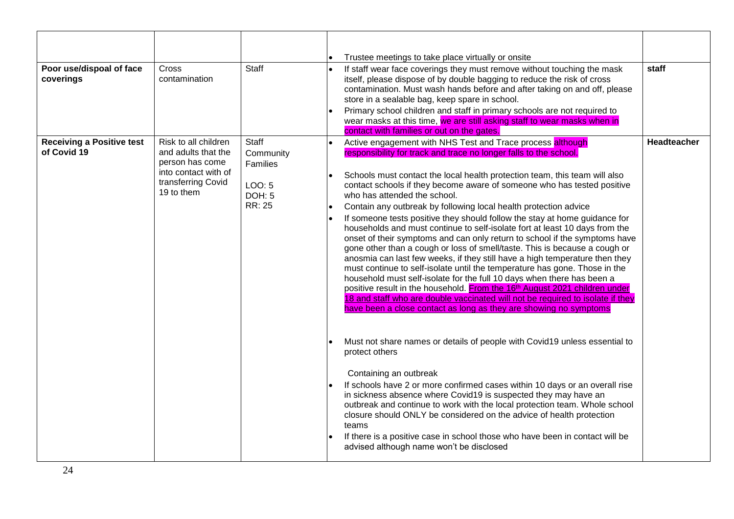| | | | | |
|---|---|---|---|---|
| | | | • Trustee meetings to take place virtually or onsite | |
| **Poor use/dispoal of face coverings** | Cross contamination | Staff | • If staff wear face coverings they must remove without touching the mask itself, please dispose of by double bagging to reduce the risk of cross contamination. Must wash hands before and after taking on and off, please store in a sealable bag, keep spare in school. <br>• Primary school children and staff in primary schools are not required to wear masks at this time, we are still asking staff to wear masks when in contact with families or out on the gates. | **staff** |
| **Receiving a Positive test of Covid 19** | Risk to all children and adults that the person has come into contact with of transferring Covid 19 to them | Staff<br>Community<br>Families<br><br>LOO: 5<br>DOH: 5<br>RR: 25 | • Active engagement with NHS Test and Trace process although responsibility for track and trace no longer falls to the school.<br>• Schools must contact the local health protection team, this team will also contact schools if they become aware of someone who has tested positive who has attended the school.<br>• Contain any outbreak by following local health protection advice<br>• If someone tests positive they should follow the stay at home guidance for households and must continue to self-isolate fort at least 10 days from the onset of their symptoms and can only return to school if the symptoms have gone other than a cough or loss of smell/taste. This is because a cough or anosmia can last few weeks, if they still have a high temperature then they must continue to self-isolate until the temperature has gone. Those in the household must self-isolate for the full 10 days when there has been a positive result in the household. From the 16th August 2021 children under 18 and staff who are double vaccinated will not be required to isolate if they have been a close contact as long as they are showing no symptoms<br><br>• Must not share names or details of people with Covid19 unless essential to protect others<br><br>Containing an outbreak<br>• If schools have 2 or more confirmed cases within 10 days or an overall rise in sickness absence where Covid19 is suspected they may have an outbreak and continue to work with the local protection team. Whole school closure should ONLY be considered on the advice of health protection teams<br>• If there is a positive case in school those who have been in contact will be advised although name won't be disclosed | **Headteacher** |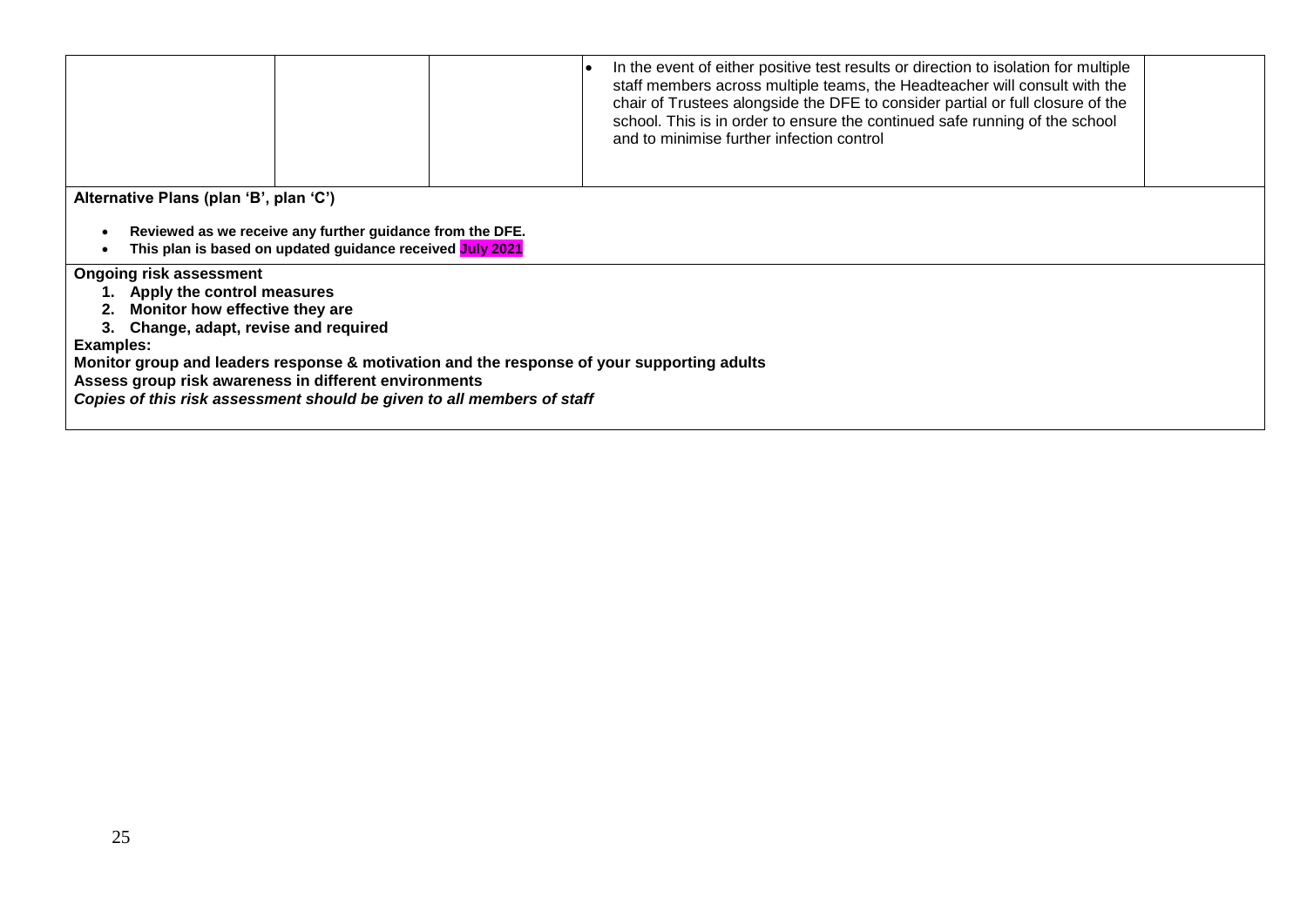|  |  |  | • In the event of either positive test results or direction to isolation for multiple staff members across multiple teams, the Headteacher will consult with the chair of Trustees alongside the DFE to consider partial or full closure of the school. This is in order to ensure the continued safe running of the school and to minimise further infection control |  |
|---|---|---|---|---|

**Alternative Plans (plan 'B', plan 'C')**

- **Reviewed as we receive any further guidance from the DFE.**
- **This plan is based on updated guidance received July 2021**

**Ongoing risk assessment**

1. **Apply the control measures**
2. **Monitor how effective they are**
3. **Change, adapt, revise and required**

**Examples:**

**Monitor group and leaders response & motivation and the response of your supporting adults**

**Assess group risk awareness in different environments**

***Copies of this risk assessment should be given to all members of staff***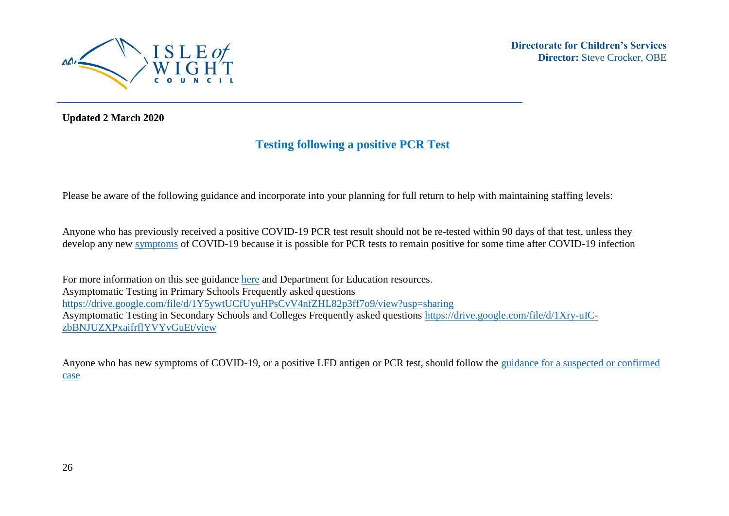**Directorate for Children's Services**
**Director:** Steve Crocker, OBE

**Updated 2 March 2020**

## Testing following a positive PCR Test

Please be aware of the following guidance and incorporate into your planning for full return to help with maintaining staffing levels:

Anyone who has previously received a positive COVID-19 PCR test result should not be re-tested within 90 days of that test, unless they develop any new symptoms of COVID-19 because it is possible for PCR tests to remain positive for some time after COVID-19 infection

For more information on this see guidance here and Department for Education resources.
Asymptomatic Testing in Primary Schools Frequently asked questions
https://drive.google.com/file/d/1Y5ywtUCfUyuHPsCvV4nfZHL82p3ff7o9/view?usp=sharing
Asymptomatic Testing in Secondary Schools and Colleges Frequently asked questions https://drive.google.com/file/d/1Xry-uIC-zbBNJUZXPxaifrflYVYvGuEt/view

Anyone who has new symptoms of COVID-19, or a positive LFD antigen or PCR test, should follow the guidance for a suspected or confirmed case